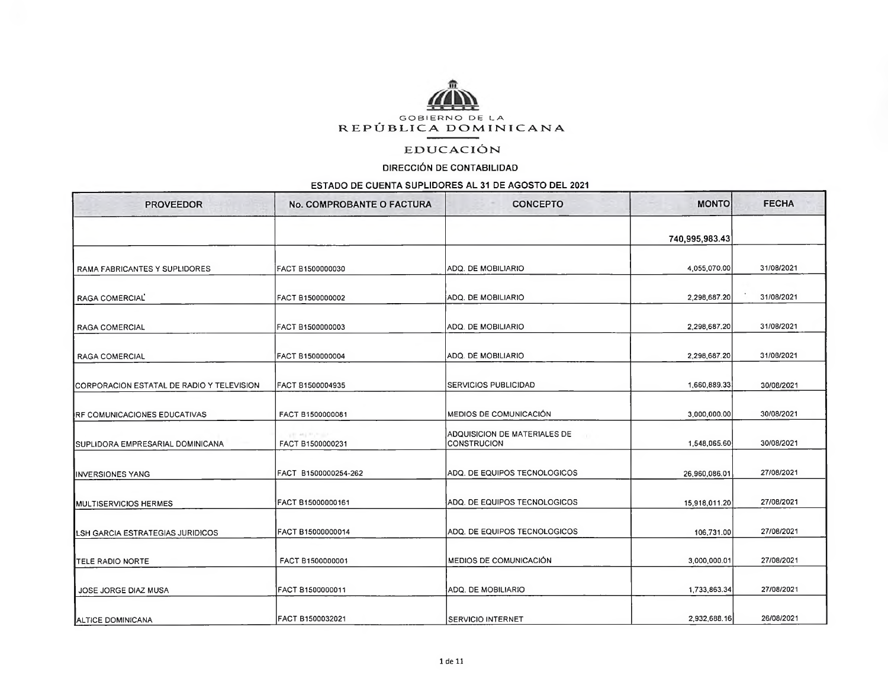GOBIERNO DE LA
REPÚBLICA DOMINICANA

EDUCACIÓN

DIRECCIÓN DE CONTABILIDAD

ESTADO DE CUENTA SUPLIDORES AL 31 DE AGOSTO DEL 2021

| PROVEEDOR | No. COMPROBANTE O FACTURA | CONCEPTO | MONTO | FECHA |
|---|---|---|---|---|
| | | | 740,995,983.43 | |
| RAMA FABRICANTES Y SUPLIDORES | FACT B1500000030 | ADQ. DE MOBILIARIO | 4,055,070.00 | 31/08/2021 |
| RAGA COMERCIAL | FACT B1500000002 | ADQ. DE MOBILIARIO | 2,298,687.20 | 31/08/2021 |
| RAGA COMERCIAL | FACT B1500000003 | ADQ. DE MOBILIARIO | 2,298,687.20 | 31/08/2021 |
| RAGA COMERCIAL | FACT B1500000004 | ADQ. DE MOBILIARIO | 2,298,687.20 | 31/08/2021 |
| CORPORACION ESTATAL DE RADIO Y TELEVISION | FACT B1500004935 | SERVICIOS PUBLICIDAD | 1,660,889.33 | 30/08/2021 |
| RF COMUNICACIONES EDUCATIVAS | FACT B1500000061 | MEDIOS DE COMUNICACIÓN | 3,000,000.00 | 30/08/2021 |
| SUPLIDORA EMPRESARIAL DOMINICANA | FACT B1500000231 | ADQUISICION DE MATERIALES DE CONSTRUCION | 1,548,065.60 | 30/08/2021 |
| INVERSIONES YANG | FACT B1500000254-262 | ADQ. DE EQUIPOS TECNOLOGICOS | 26,960,086.01 | 27/08/2021 |
| MULTISERVICIOS HERMES | FACT B15000000161 | ADQ. DE EQUIPOS TECNOLOGICOS | 15,918,011.20 | 27/08/2021 |
| LSH GARCIA ESTRATEGIAS JURIDICOS | FACT B15000000014 | ADQ. DE EQUIPOS TECNOLOGICOS | 106,731.00 | 27/08/2021 |
| TELE RADIO NORTE | FACT B1500000001 | MEDIOS DE COMUNICACIÓN | 3,000,000.01 | 27/08/2021 |
| JOSE JORGE DIAZ MUSA | FACT B1500000011 | ADQ. DE MOBILIARIO | 1,733,863.34 | 27/08/2021 |
| ALTICE DOMINICANA | FACT B1500032021 | SERVICIO INTERNET | 2,932,688.16 | 26/08/2021 |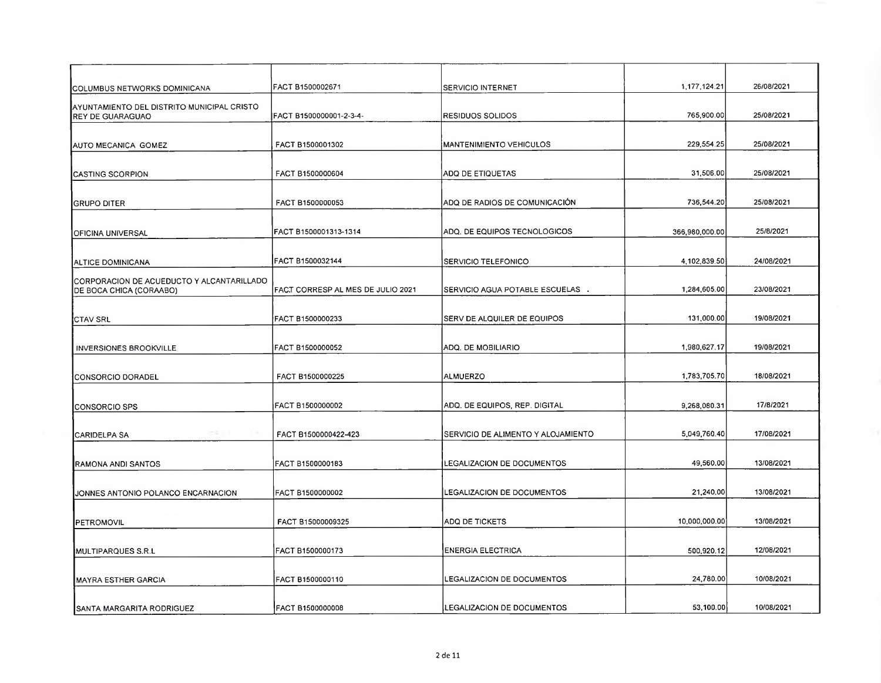| | | | | |
|---|---|---|---|---|
| COLUMBUS NETWORKS DOMINICANA | FACT B1500002671 | SERVICIO INTERNET | 1,177,124.21 | 26/08/2021 |
| AYUNTAMIENTO DEL DISTRITO MUNICIPAL CRISTO REY DE GUARAGUAO | FACT B1500000001-2-3-4- | RESIDUOS SOLIDOS | 765,900.00 | 25/08/2021 |
| AUTO MECANICA GOMEZ | FACT B1500001302 | MANTENIMIENTO VEHICULOS | 229,554.25 | 25/08/2021 |
| CASTING SCORPION | FACT B1500000604 | ADQ DE ETIQUETAS | 31,506.00 | 25/08/2021 |
| GRUPO DITER | FACT B1500000053 | ADQ DE RADIOS DE COMUNICACIÓN | 736,544.20 | 25/08/2021 |
| OFICINA UNIVERSAL | FACT B1500001313-1314 | ADQ. DE EQUIPOS TECNOLOGICOS | 366,980,000.00 | 25/8/2021 |
| ALTICE DOMINICANA | FACT B1500032144 | SERVICIO TELEFONICO | 4,102,839.50 | 24/08/2021 |
| CORPORACION DE ACUEDUCTO Y ALCANTARILLADO DE BOCA CHICA (CORAABO) | FACT CORRESP AL MES DE JULIO 2021 | SERVICIO AGUA POTABLE ESCUELAS . | 1,284,605.00 | 23/08/2021 |
| CTAV SRL | FACT B1500000233 | SERV DE ALQUILER DE EQUIPOS | 131,000.00 | 19/08/2021 |
| INVERSIONES BROOKVILLE | FACT B1500000052 | ADQ. DE MOBILIARIO | 1,980,627.17 | 19/08/2021 |
| CONSORCIO DORADEL | FACT B1500000225 | ALMUERZO | 1,783,705.70 | 18/08/2021 |
| CONSORCIO SPS | FACT B1500000002 | ADQ. DE EQUIPOS, REP. DIGITAL | 9,268,080.31 | 17/8/2021 |
| CARIDELPA SA | FACT B1500000422-423 | SERVICIO DE ALIMENTO Y ALOJAMIENTO | 5,049,760.40 | 17/08/2021 |
| RAMONA ANDI SANTOS | FACT B1500000183 | LEGALIZACION DE DOCUMENTOS | 49,560.00 | 13/08/2021 |
| JONNES ANTONIO POLANCO ENCARNACION | FACT B1500000002 | LEGALIZACION DE DOCUMENTOS | 21,240.00 | 13/08/2021 |
| PETROMOVIL | FACT B15000009325 | ADQ DE TICKETS | 10,000,000.00 | 13/08/2021 |
| MULTIPARQUES S.R.L | FACT B1500000173 | ENERGIA ELECTRICA | 500,920.12 | 12/08/2021 |
| MAYRA ESTHER GARCIA | FACT B1500000110 | LEGALIZACION DE DOCUMENTOS | 24,780.00 | 10/08/2021 |
| SANTA MARGARITA RODRIGUEZ | FACT B1500000008 | LEGALIZACION DE DOCUMENTOS | 53,100.00 | 10/08/2021 |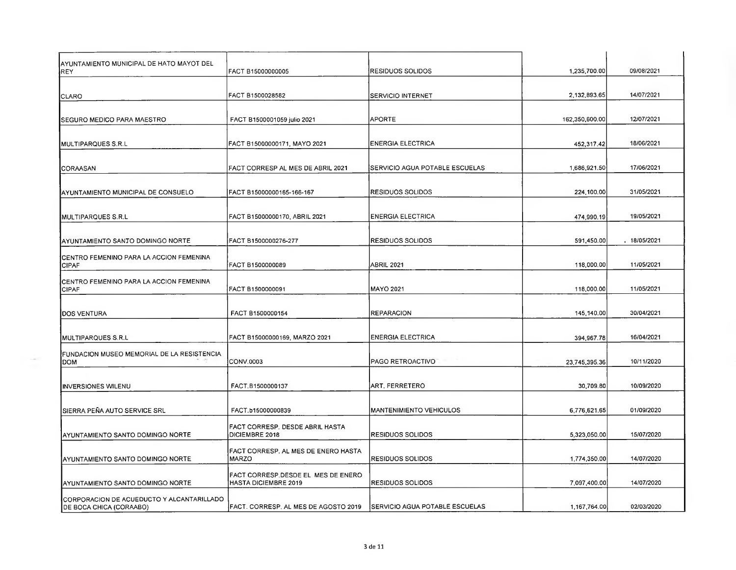| | | | | |
|---|---|---|---|---|
| AYUNTAMIENTO MUNICIPAL DE HATO MAYOT DEL REY | FACT B15000000005 | RESIDUOS SOLIDOS | 1,235,700.00 | 09/08/2021 |
| CLARO | FACT B1500028582 | SERVICIO INTERNET | 2,132,893.65 | 14/07/2021 |
| SEGURO MEDICO PARA MAESTRO | FACT B1500001059 julio 2021 | APORTE | 162,350,600.00 | 12/07/2021 |
| MULTIPARQUES S.R.L | FACT B15000000171, MAYO 2021 | ENERGIA ELECTRICA | 452,317.42 | 18/06/2021 |
| CORAASAN | FACT CORRESP AL MES DE ABRIL 2021 | SERVICIO AGUA POTABLE ESCUELAS | 1,686,921.50 | 17/06/2021 |
| AYUNTAMIENTO MUNICIPAL DE CONSUELO | FACT B15000000165-166-167 | RESIDUOS SOLIDOS | 224,100.00 | 31/05/2021 |
| MULTIPARQUES S.R.L | FACT B15000000170, ABRIL 2021 | ENERGIA ELECTRICA | 474,990.19 | 19/05/2021 |
| AYUNTAMIENTO SANTO DOMINGO NORTE | FACT B1500000276-277 | RESIDUOS SOLIDOS | 591,450.00 | . 18/05/2021 |
| CENTRO FEMENINO PARA LA ACCION FEMENINA CIPAF | FACT B1500000089 | ABRIL 2021 | 118,000.00 | 11/05/2021 |
| CENTRO FEMENINO PARA LA ACCION FEMENINA CIPAF | FACT B1500000091 | MAYO 2021 | 118,000.00 | 11/05/2021 |
| DOS VENTURA | FACT B1500000154 | REPARACION | 145,140.00 | 30/04/2021 |
| MULTIPARQUES S.R.L | FACT B15000000169, MARZO 2021 | ENERGIA ELECTRICA | 394,967.78 | 16/04/2021 |
| FUNDACION MUSEO MEMORIAL DE LA RESISTENCIA DOM | CONV.0003 | PAGO RETROACTIVO | 23,745,395.36 | 10/11/2020 |
| INVERSIONES WILENU | FACT.B1500000137 | ART. FERRETERO | 30,709.80 | 10/09/2020 |
| SIERRA PEÑA AUTO SERVICE SRL | FACT.b15000000839 | MANTENIMIENTO VEHICULOS | 6,776,621.65 | 01/09/2020 |
| AYUNTAMIENTO SANTO DOMINGO NORTE | FACT CORRESP. DESDE ABRIL HASTA DICIEMBRE 2018 | RESIDUOS SOLIDOS | 5,323,050.00 | 15/07/2020 |
| AYUNTAMIENTO SANTO DOMINGO NORTE | FACT CORRESP. AL MES DE ENERO HASTA MARZO | RESIDUOS SOLIDOS | 1,774,350.00 | 14/07/2020 |
| AYUNTAMIENTO SANTO DOMINGO NORTE | FACT CORRESP.DESDE EL MES DE ENERO HASTA DICIEMBRE 2019 | RESIDUOS SOLIDOS | 7,097,400.00 | 14/07/2020 |
| CORPORACION DE ACUEDUCTO Y ALCANTARILLADO DE BOCA CHICA (CORAABO) | FACT. CORRESP. AL MES DE AGOSTO 2019 | SERVICIO AGUA POTABLE ESCUELAS | 1,167,764.00 | 02/03/2020 |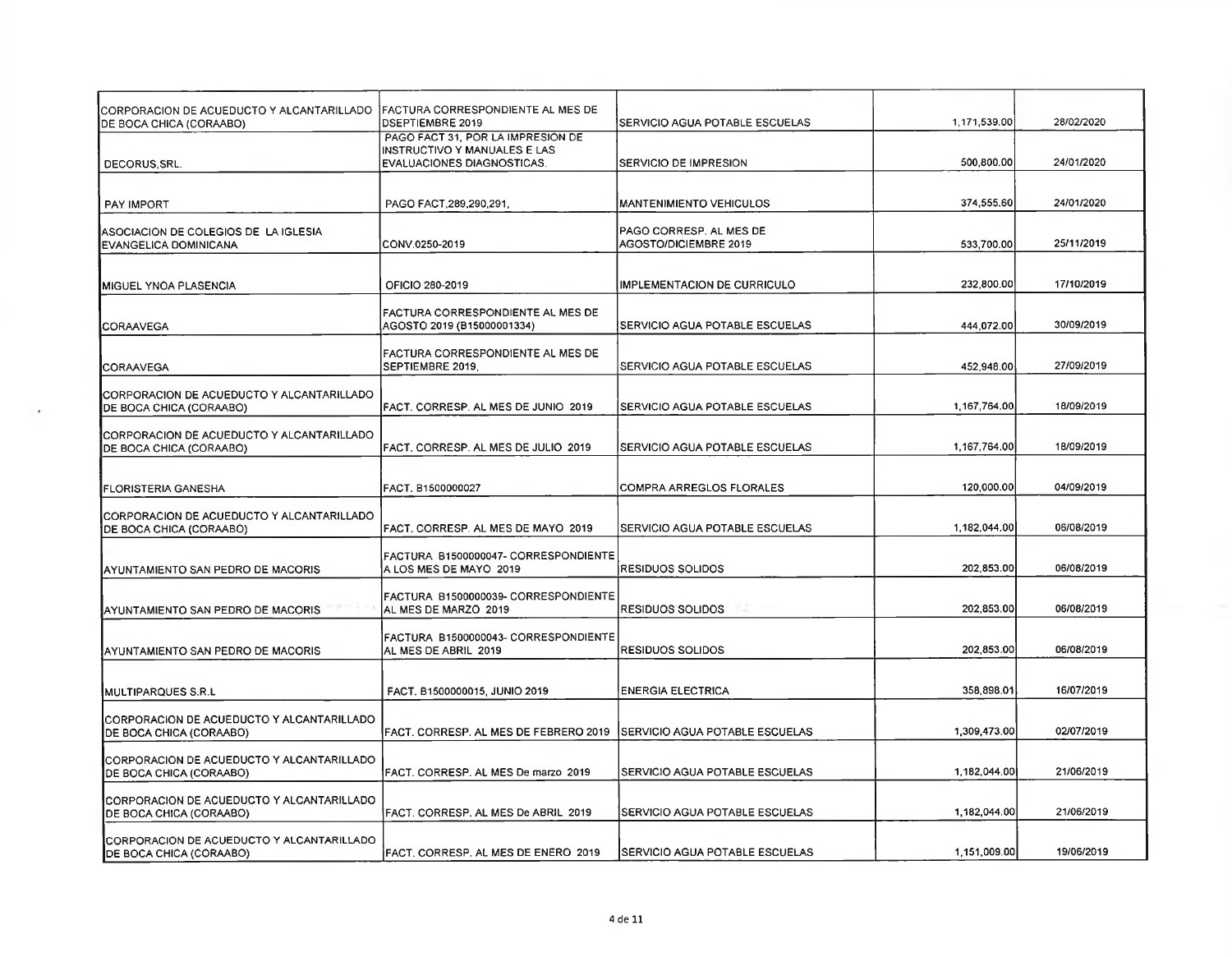| | | | | |
|---|---|---|---|---|
| CORPORACION DE ACUEDUCTO Y ALCANTARILLADO DE BOCA CHICA (CORAABO) | FACTURA CORRESPONDIENTE AL MES DE DSEPTIEMBRE 2019 | SERVICIO AGUA POTABLE ESCUELAS | 1,171,539.00 | 28/02/2020 |
| DECORUS,SRL. | PAGO FACT 31, POR LA IMPRESION DE INSTRUCTIVO Y MANUALES E LAS EVALUACIONES DIAGNOSTICAS. | SERVICIO DE IMPRESION | 500,800.00 | 24/01/2020 |
| PAY IMPORT | PAGO FACT.289,290,291, | MANTENIMIENTO VEHICULOS | 374,555.60 | 24/01/2020 |
| ASOCIACION DE COLEGIOS DE LA IGLESIA EVANGELICA DOMINICANA | CONV.0250-2019 | PAGO CORRESP. AL MES DE AGOSTO/DICIEMBRE 2019 | 533,700.00 | 25/11/2019 |
| MIGUEL YNOA PLASENCIA | OFICIO 280-2019 | IMPLEMENTACION DE CURRICULO | 232,800.00 | 17/10/2019 |
| CORAAVEGA | FACTURA CORRESPONDIENTE AL MES DE AGOSTO 2019 (B15000001334) | SERVICIO AGUA POTABLE ESCUELAS | 444,072.00 | 30/09/2019 |
| CORAAVEGA | FACTURA CORRESPONDIENTE AL MES DE SEPTIEMBRE 2019, | SERVICIO AGUA POTABLE ESCUELAS | 452,948.00 | 27/09/2019 |
| CORPORACION DE ACUEDUCTO Y ALCANTARILLADO DE BOCA CHICA (CORAABO) | FACT. CORRESP. AL MES DE JUNIO 2019 | SERVICIO AGUA POTABLE ESCUELAS | 1,167,764.00 | 18/09/2019 |
| CORPORACION DE ACUEDUCTO Y ALCANTARILLADO DE BOCA CHICA (CORAABO) | FACT. CORRESP. AL MES DE JULIO 2019 | SERVICIO AGUA POTABLE ESCUELAS | 1,167,764.00 | 18/09/2019 |
| FLORISTERIA GANESHA | FACT. B1500000027 | COMPRA ARREGLOS FLORALES | 120,000.00 | 04/09/2019 |
| CORPORACION DE ACUEDUCTO Y ALCANTARILLADO DE BOCA CHICA (CORAABO) | FACT. CORRESP. AL MES DE MAYO 2019 | SERVICIO AGUA POTABLE ESCUELAS | 1,182,044.00 | 06/08/2019 |
| AYUNTAMIENTO SAN PEDRO DE MACORIS | FACTURA B1500000047- CORRESPONDIENTE A LOS MES DE MAYO 2019 | RESIDUOS SOLIDOS | 202,853.00 | 06/08/2019 |
| AYUNTAMIENTO SAN PEDRO DE MACORIS | FACTURA B1500000039- CORRESPONDIENTE AL MES DE MARZO 2019 | RESIDUOS SOLIDOS | 202,853.00 | 06/08/2019 |
| AYUNTAMIENTO SAN PEDRO DE MACORIS | FACTURA B1500000043- CORRESPONDIENTE AL MES DE ABRIL 2019 | RESIDUOS SOLIDOS | 202,853.00 | 06/08/2019 |
| MULTIPARQUES S.R.L | FACT. B1500000015, JUNIO 2019 | ENERGIA ELECTRICA | 358,898.01 | 16/07/2019 |
| CORPORACION DE ACUEDUCTO Y ALCANTARILLADO DE BOCA CHICA (CORAABO) | FACT. CORRESP. AL MES DE FEBRERO 2019 | SERVICIO AGUA POTABLE ESCUELAS | 1,309,473.00 | 02/07/2019 |
| CORPORACION DE ACUEDUCTO Y ALCANTARILLADO DE BOCA CHICA (CORAABO) | FACT. CORRESP. AL MES De marzo 2019 | SERVICIO AGUA POTABLE ESCUELAS | 1,182,044.00 | 21/06/2019 |
| CORPORACION DE ACUEDUCTO Y ALCANTARILLADO DE BOCA CHICA (CORAABO) | FACT. CORRESP. AL MES De ABRIL 2019 | SERVICIO AGUA POTABLE ESCUELAS | 1,182,044.00 | 21/06/2019 |
| CORPORACION DE ACUEDUCTO Y ALCANTARILLADO DE BOCA CHICA (CORAABO) | FACT. CORRESP. AL MES DE ENERO 2019 | SERVICIO AGUA POTABLE ESCUELAS | 1,151,009.00 | 19/06/2019 |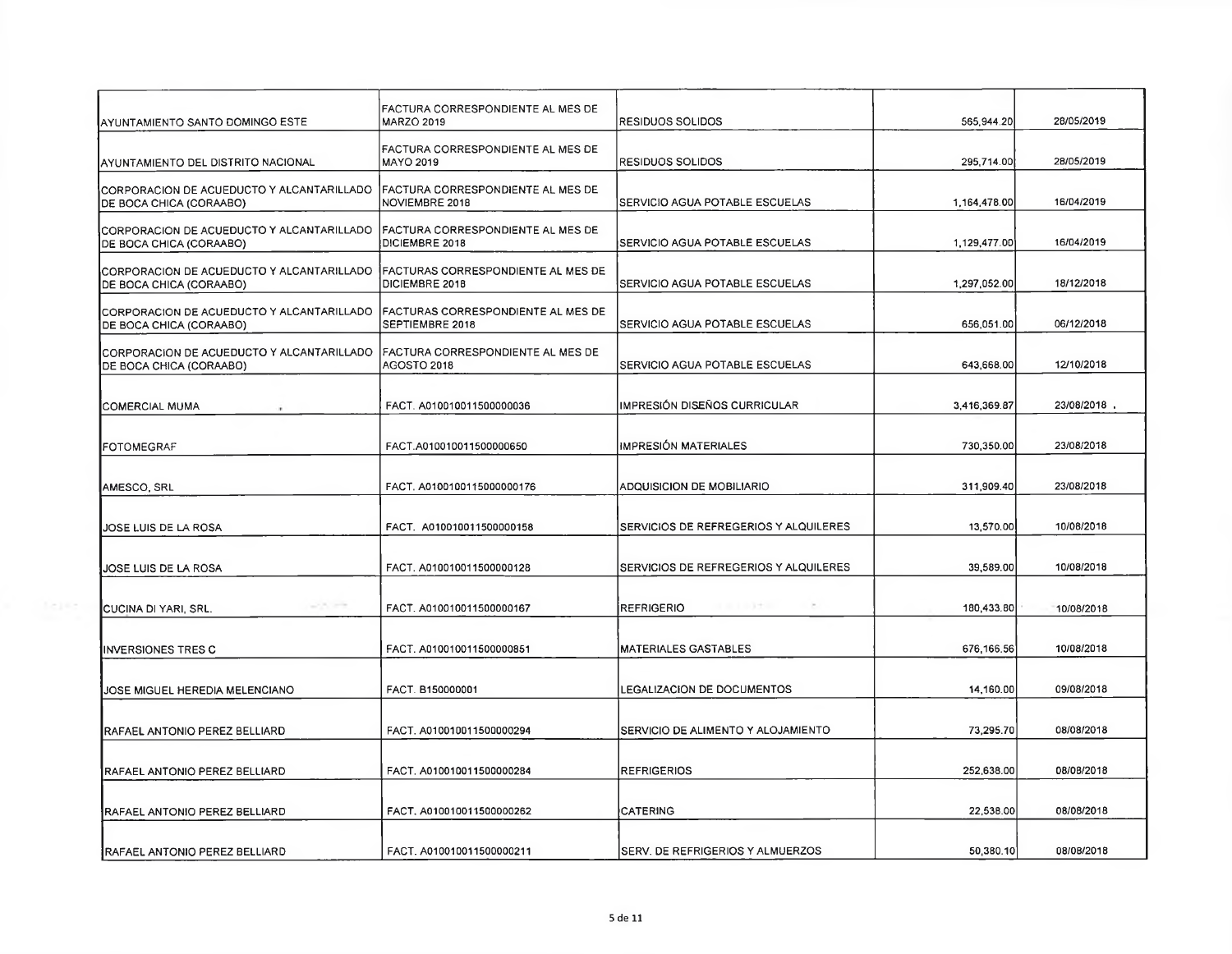| | | | | |
|---|---|---|---|---|
| AYUNTAMIENTO SANTO DOMINGO ESTE | FACTURA CORRESPONDIENTE AL MES DE MARZO 2019 | RESIDUOS SOLIDOS | 565,944.20 | 28/05/2019 |
| AYUNTAMIENTO DEL DISTRITO NACIONAL | FACTURA CORRESPONDIENTE AL MES DE MAYO 2019 | RESIDUOS SOLIDOS | 295,714.00 | 28/05/2019 |
| CORPORACION DE ACUEDUCTO Y ALCANTARILLADO DE BOCA CHICA (CORAABO) | FACTURA CORRESPONDIENTE AL MES DE NOVIEMBRE 2018 | SERVICIO AGUA POTABLE ESCUELAS | 1,164,478.00 | 16/04/2019 |
| CORPORACION DE ACUEDUCTO Y ALCANTARILLADO DE BOCA CHICA (CORAABO) | FACTURA CORRESPONDIENTE AL MES DE DICIEMBRE 2018 | SERVICIO AGUA POTABLE ESCUELAS | 1,129,477.00 | 16/04/2019 |
| CORPORACION DE ACUEDUCTO Y ALCANTARILLADO DE BOCA CHICA (CORAABO) | FACTURAS CORRESPONDIENTE AL MES DE DICIEMBRE 2018 | SERVICIO AGUA POTABLE ESCUELAS | 1,297,052.00 | 18/12/2018 |
| CORPORACION DE ACUEDUCTO Y ALCANTARILLADO DE BOCA CHICA (CORAABO) | FACTURAS CORRESPONDIENTE AL MES DE SEPTIEMBRE 2018 | SERVICIO AGUA POTABLE ESCUELAS | 656,051.00 | 06/12/2018 |
| CORPORACION DE ACUEDUCTO Y ALCANTARILLADO DE BOCA CHICA (CORAABO) | FACTURA CORRESPONDIENTE AL MES DE AGOSTO 2018 | SERVICIO AGUA POTABLE ESCUELAS | 643,668.00 | 12/10/2018 |
| COMERCIAL MUMA | FACT. A010010011500000036 | IMPRESIÓN DISEÑOS CURRICULAR | 3,416,369.87 | 23/08/2018 |
| FOTOMEGRAF | FACT.A010010011500000650 | IMPRESIÓN MATERIALES | 730,350.00 | 23/08/2018 |
| AMESCO, SRL | FACT. A0100100115000000176 | ADQUISICION DE MOBILIARIO | 311,909.40 | 23/08/2018 |
| JOSE LUIS DE LA ROSA | FACT. A010010011500000158 | SERVICIOS DE REFREGERIOS Y ALQUILERES | 13,570.00 | 10/08/2018 |
| JOSE LUIS DE LA ROSA | FACT. A010010011500000128 | SERVICIOS DE REFREGERIOS Y ALQUILERES | 39,589.00 | 10/08/2018 |
| CUCINA DI YARI, SRL. | FACT. A010010011500000167 | REFRIGERIO | 180,433.80 | 10/08/2018 |
| INVERSIONES TRES C | FACT. A010010011500000851 | MATERIALES GASTABLES | 676,166.56 | 10/08/2018 |
| JOSE MIGUEL HEREDIA MELENCIANO | FACT. B150000001 | LEGALIZACION DE DOCUMENTOS | 14,160.00 | 09/08/2018 |
| RAFAEL ANTONIO PEREZ BELLIARD | FACT. A010010011500000294 | SERVICIO DE ALIMENTO Y ALOJAMIENTO | 73,295.70 | 08/08/2018 |
| RAFAEL ANTONIO PEREZ BELLIARD | FACT. A010010011500000284 | REFRIGERIOS | 252,638.00 | 08/08/2018 |
| RAFAEL ANTONIO PEREZ BELLIARD | FACT. A010010011500000262 | CATERING | 22,538.00 | 08/08/2018 |
| RAFAEL ANTONIO PEREZ BELLIARD | FACT. A010010011500000211 | SERV. DE REFRIGERIOS Y ALMUERZOS | 50,380.10 | 08/08/2018 |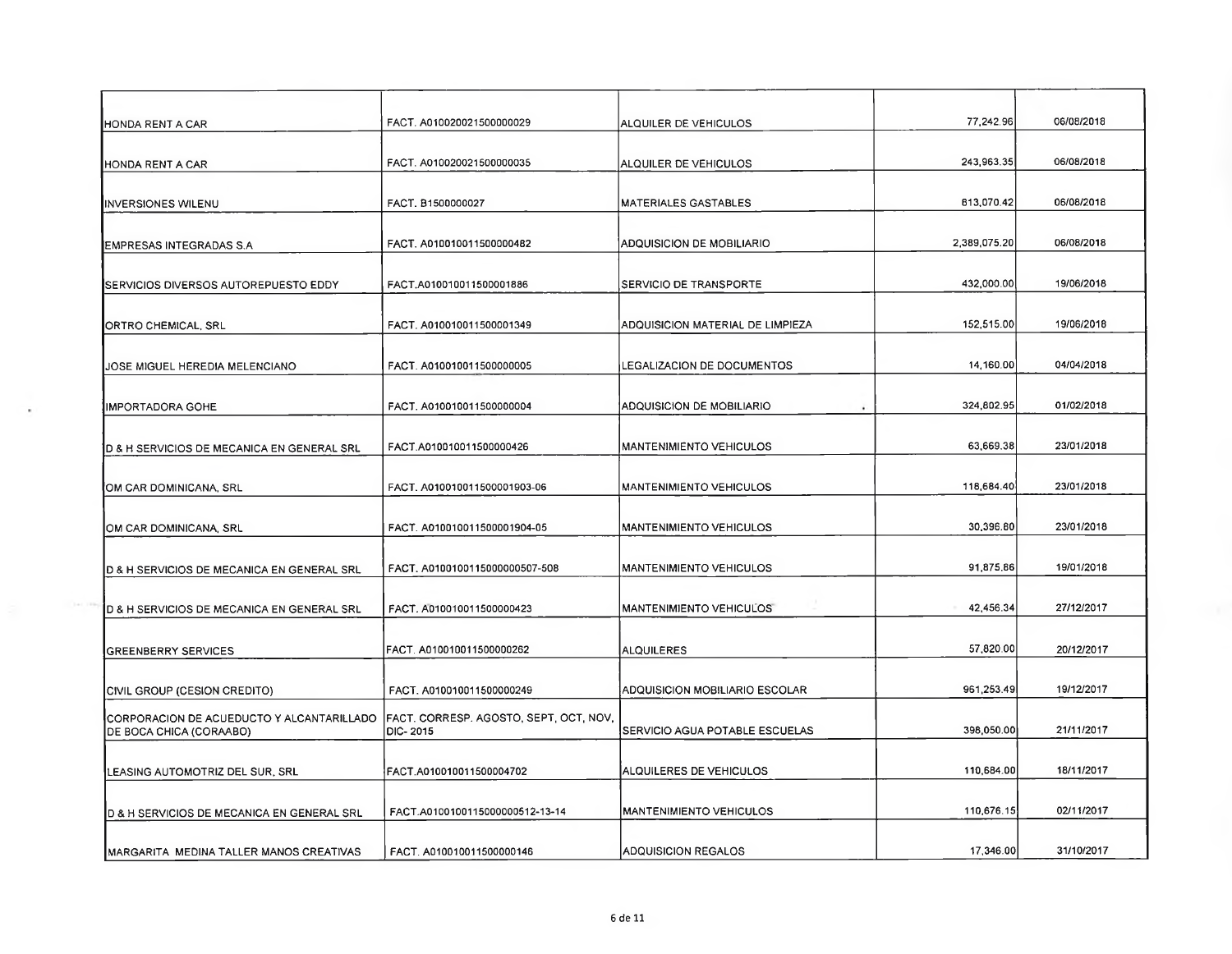| | | | | |
|---|---|---|---|---|
| HONDA RENT A CAR | FACT. A010020021500000029 | ALQUILER DE VEHICULOS | 77,242.96 | 06/08/2018 |
| HONDA RENT A CAR | FACT. A010020021500000035 | ALQUILER DE VEHICULOS | 243,963.35 | 06/08/2018 |
| INVERSIONES WILENU | FACT. B1500000027 | MATERIALES GASTABLES | 613,070.42 | 06/08/2018 |
| EMPRESAS INTEGRADAS S.A | FACT. A010010011500000482 | ADQUISICION DE MOBILIARIO | 2,389,075.20 | 06/08/2018 |
| SERVICIOS DIVERSOS AUTOREPUESTO EDDY | FACT.A010010011500001886 | SERVICIO DE TRANSPORTE | 432,000.00 | 19/06/2018 |
| ORTRO CHEMICAL, SRL | FACT. A010010011500001349 | ADQUISICION MATERIAL DE LIMPIEZA | 152,515.00 | 19/06/2018 |
| JOSE MIGUEL HEREDIA MELENCIANO | FACT. A010010011500000005 | LEGALIZACION DE DOCUMENTOS | 14,160.00 | 04/04/2018 |
| IMPORTADORA GOHE | FACT. A010010011500000004 | ADQUISICION DE MOBILIARIO | 324,602.95 | 01/02/2018 |
| D & H SERVICIOS DE MECANICA EN GENERAL SRL | FACT.A010010011500000426 | MANTENIMIENTO VEHICULOS | 63,669.38 | 23/01/2018 |
| OM CAR DOMINICANA, SRL | FACT. A010010011500001903-06 | MANTENIMIENTO VEHICULOS | 118,684.40 | 23/01/2018 |
| OM CAR DOMINICANA, SRL | FACT. A010010011500001904-05 | MANTENIMIENTO VEHICULOS | 30,396.80 | 23/01/2018 |
| D & H SERVICIOS DE MECANICA EN GENERAL SRL | FACT. A0100100115000000507-508 | MANTENIMIENTO VEHICULOS | 91,875.86 | 19/01/2018 |
| D & H SERVICIOS DE MECANICA EN GENERAL SRL | FACT. A010010011500000423 | MANTENIMIENTO VEHICULOS | 42,456.34 | 27/12/2017 |
| GREENBERRY SERVICES | FACT. A010010011500000262 | ALQUILERES | 57,820.00 | 20/12/2017 |
| CIVIL GROUP (CESION CREDITO) | FACT. A010010011500000249 | ADQUISICION MOBILIARIO ESCOLAR | 961,253.49 | 19/12/2017 |
| CORPORACION DE ACUEDUCTO Y ALCANTARILLADO DE BOCA CHICA (CORAABO) | FACT. CORRESP. AGOSTO, SEPT, OCT, NOV, DIC- 2015 | SERVICIO AGUA POTABLE ESCUELAS | 398,050.00 | 21/11/2017 |
| LEASING AUTOMOTRIZ DEL SUR, SRL | FACT.A010010011500004702 | ALQUILERES DE VEHICULOS | 110,684.00 | 18/11/2017 |
| D & H SERVICIOS DE MECANICA EN GENERAL SRL | FACT.A0100100115000000512-13-14 | MANTENIMIENTO VEHICULOS | 110,676.15 | 02/11/2017 |
| MARGARITA MEDINA TALLER MANOS CREATIVAS | FACT. A010010011500000146 | ADQUISICION REGALOS | 17,346.00 | 31/10/2017 |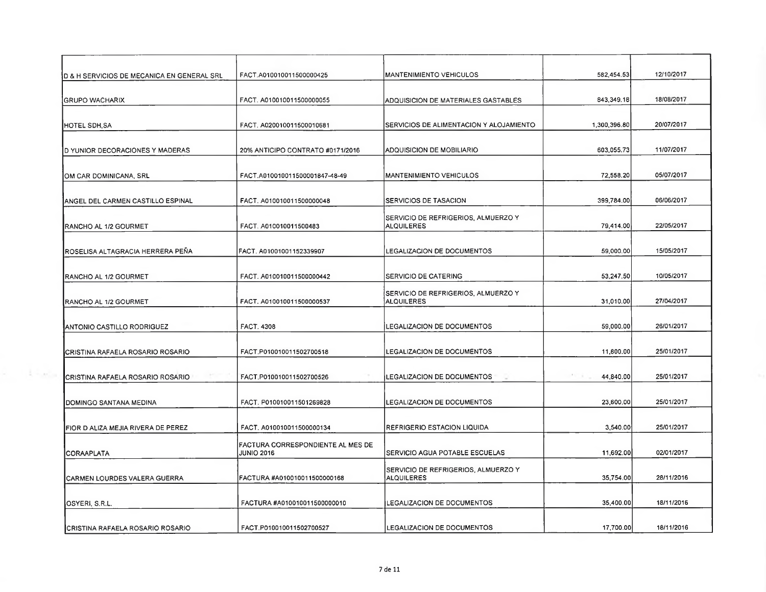| | | | | |
|---|---|---|---|---|
| D & H SERVICIOS DE MECANICA EN GENERAL SRL | FACT.A010010011500000425 | MANTENIMIENTO VEHICULOS | 582,454.53 | 12/10/2017 |
| GRUPO WACHARIX | FACT. A010010011500000055 | ADQUISICION DE MATERIALES GASTABLES | 843,349.18 | 18/08/2017 |
| HOTEL SDH,SA | FACT. A020010011500010681 | SERVICIOS DE ALIMENTACION Y ALOJAMIENTO | 1,300,396.80 | 20/07/2017 |
| D YUNIOR DECORACIONES Y MADERAS | 20% ANTICIPO CONTRATO #0171/2016 | ADQUISICION DE MOBILIARIO | 603,055.73 | 11/07/2017 |
| OM CAR DOMINICANA, SRL | FACT.A010010011500001847-48-49 | MANTENIMIENTO VEHICULOS | 72,558.20 | 05/07/2017 |
| ANGEL DEL CARMEN CASTILLO ESPINAL | FACT. A010010011500000048 | SERVICIOS DE TASACION | 399,784.00 | 06/06/2017 |
| RANCHO AL 1/2 GOURMET | FACT. A010010011500483 | SERVICIO DE REFRIGERIOS, ALMUERZO Y ALQUILERES | 79,414.00 | 22/05/2017 |
| ROSELISA ALTAGRACIA HERRERA PEÑA | FACT. A01001001152339907 | LEGALIZACION DE DOCUMENTOS | 59,000.00 | 15/05/2017 |
| RANCHO AL 1/2 GOURMET | FACT. A010010011500000442 | SERVICIO DE CATERING | 53,247.50 | 10/05/2017 |
| RANCHO AL 1/2 GOURMET | FACT. A010010011500000537 | SERVICIO DE REFRIGERIOS, ALMUERZO Y ALQUILERES | 31,010.00 | 27/04/2017 |
| ANTONIO CASTILLO RODRIGUEZ | FACT. 4308 | LEGALIZACION DE DOCUMENTOS | 59,000.00 | 26/01/2017 |
| CRISTINA RAFAELA ROSARIO ROSARIO | FACT.P010010011502700518 | LEGALIZACION DE DOCUMENTOS | 11,800.00 | 25/01/2017 |
| CRISTINA RAFAELA ROSARIO ROSARIO | FACT.P010010011502700526 | LEGALIZACION DE DOCUMENTOS | 44,840.00 | 25/01/2017 |
| DOMINGO SANTANA MEDINA | FACT. P010010011501269828 | LEGALIZACION DE DOCUMENTOS | 23,600.00 | 25/01/2017 |
| FIOR D ALIZA MEJIA RIVERA DE PEREZ | FACT. A010010011500000134 | REFRIGERIO ESTACION LIQUIDA | 3,540.00 | 25/01/2017 |
| CORAAPLATA | FACTURA CORRESPONDIENTE AL MES DE JUNIO 2016 | SERVICIO AGUA POTABLE ESCUELAS | 11,692.00 | 02/01/2017 |
| CARMEN LOURDES VALERA GUERRA | FACTURA #A010010011500000168 | SERVICIO DE REFRIGERIOS, ALMUERZO Y ALQUILERES | 35,754.00 | 28/11/2016 |
| OSYERI, S.R.L. | FACTURA #A010010011500000010 | LEGALIZACION DE DOCUMENTOS | 35,400.00 | 18/11/2016 |
| CRISTINA RAFAELA ROSARIO ROSARIO | FACT.P010010011502700527 | LEGALIZACION DE DOCUMENTOS | 17,700.00 | 18/11/2016 |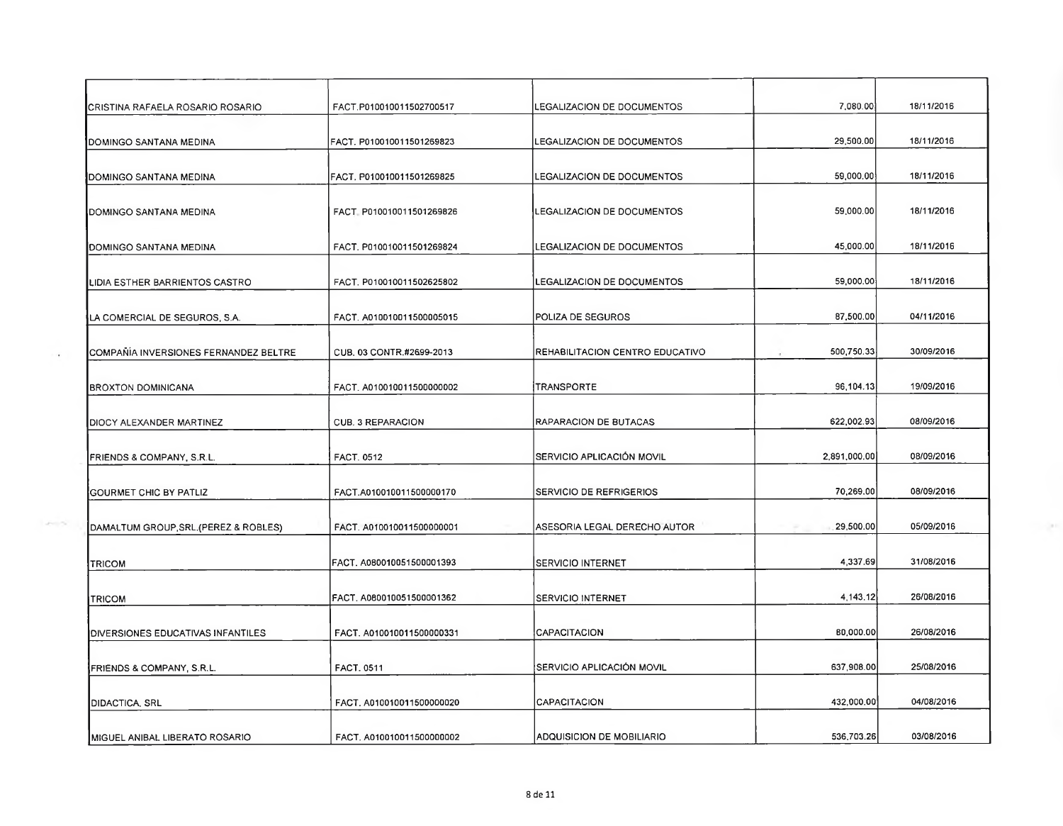| | | | | |
|---|---|---|---|---|
| CRISTINA RAFAELA ROSARIO ROSARIO | FACT.P010010011502700517 | LEGALIZACION DE DOCUMENTOS | 7,080.00 | 18/11/2016 |
| DOMINGO SANTANA MEDINA | FACT. P010010011501269823 | LEGALIZACION DE DOCUMENTOS | 29,500.00 | 18/11/2016 |
| DOMINGO SANTANA MEDINA | FACT. P010010011501269825 | LEGALIZACION DE DOCUMENTOS | 59,000.00 | 18/11/2016 |
| DOMINGO SANTANA MEDINA | FACT. P010010011501269826 | LEGALIZACION DE DOCUMENTOS | 59,000.00 | 18/11/2016 |
| DOMINGO SANTANA MEDINA | FACT. P010010011501269824 | LEGALIZACION DE DOCUMENTOS | 45,000.00 | 18/11/2016 |
| LIDIA ESTHER BARRIENTOS CASTRO | FACT. P010010011502625802 | LEGALIZACION DE DOCUMENTOS | 59,000.00 | 18/11/2016 |
| LA COMERCIAL DE SEGUROS, S.A. | FACT. A010010011500005015 | POLIZA DE SEGUROS | 87,500.00 | 04/11/2016 |
| COMPAÑIA INVERSIONES FERNANDEZ BELTRE | CUB. 03 CONTR.#2699-2013 | REHABILITACION CENTRO EDUCATIVO | 500,750.33 | 30/09/2016 |
| BROXTON DOMINICANA | FACT. A010010011500000002 | TRANSPORTE | 96,104.13 | 19/09/2016 |
| DIOCY ALEXANDER MARTINEZ | CUB. 3 REPARACION | RAPARACION DE BUTACAS | 622,002.93 | 08/09/2016 |
| FRIENDS & COMPANY, S.R.L. | FACT. 0512 | SERVICIO APLICACIÓN MOVIL | 2,891,000.00 | 08/09/2016 |
| GOURMET CHIC BY PATLIZ | FACT.A010010011500000170 | SERVICIO DE REFRIGERIOS | 70,269.00 | 08/09/2016 |
| DAMALTUM GROUP,SRL.(PEREZ & ROBLES) | FACT. A010010011500000001 | ASESORIA LEGAL DERECHO AUTOR | 29,500.00 | 05/09/2016 |
| TRICOM | FACT. A080010051500001393 | SERVICIO INTERNET | 4,337.69 | 31/08/2016 |
| TRICOM | FACT. A080010051500001362 | SERVICIO INTERNET | 4,143.12 | 26/08/2016 |
| DIVERSIONES EDUCATIVAS INFANTILES | FACT. A010010011500000331 | CAPACITACION | 80,000.00 | 26/08/2016 |
| FRIENDS & COMPANY, S.R.L. | FACT. 0511 | SERVICIO APLICACIÓN MOVIL | 637,908.00 | 25/08/2016 |
| DIDACTICA, SRL | FACT. A010010011500000020 | CAPACITACION | 432,000.00 | 04/08/2016 |
| MIGUEL ANIBAL LIBERATO ROSARIO | FACT. A010010011500000002 | ADQUISICION DE MOBILIARIO | 536,703.26 | 03/08/2016 |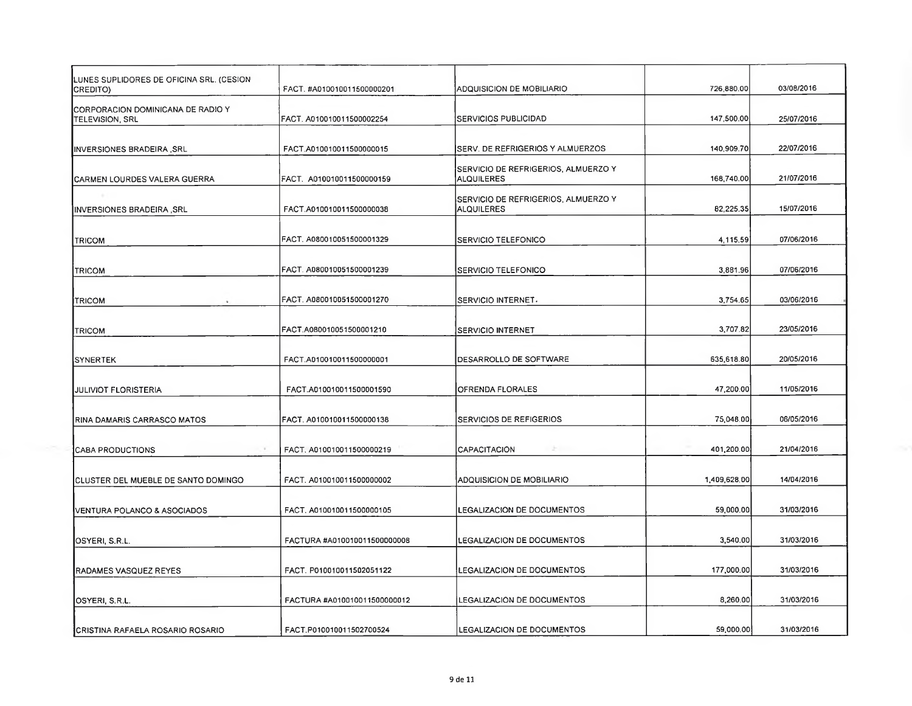| | | | | |
|---|---|---|---|---|
| LUNES SUPLIDORES DE OFICINA SRL. (CESION CREDITO) | FACT. #A010010011500000201 | ADQUISICION DE MOBILIARIO | 726,880.00 | 03/08/2016 |
| CORPORACION DOMINICANA DE RADIO Y TELEVISION, SRL | FACT. A010010011500002254 | SERVICIOS PUBLICIDAD | 147,500.00 | 25/07/2016 |
| INVERSIONES BRADEIRA ,SRL | FACT.A010010011500000015 | SERV. DE REFRIGERIOS Y ALMUERZOS | 140,909.70 | 22/07/2016 |
| CARMEN LOURDES VALERA GUERRA | FACT. A010010011500000159 | SERVICIO DE REFRIGERIOS, ALMUERZO Y ALQUILERES | 168,740.00 | 21/07/2016 |
| INVERSIONES BRADEIRA ,SRL | FACT.A010010011500000038 | SERVICIO DE REFRIGERIOS, ALMUERZO Y ALQUILERES | 82,225.35 | 15/07/2016 |
| TRICOM | FACT. A080010051500001329 | SERVICIO TELEFONICO | 4,115.59 | 07/06/2016 |
| TRICOM | FACT. A080010051500001239 | SERVICIO TELEFONICO | 3,881.96 | 07/06/2016 |
| TRICOM | FACT. A080010051500001270 | SERVICIO INTERNET. | 3,754.65 | 03/06/2016 |
| TRICOM | FACT.A080010051500001210 | SERVICIO INTERNET | 3,707.82 | 23/05/2016 |
| SYNERTEK | FACT.A010010011500000001 | DESARROLLO DE SOFTWARE | 635,618.80 | 20/05/2016 |
| JULIVIOT FLORISTERIA | FACT.A010010011500001590 | OFRENDA FLORALES | 47,200.00 | 11/05/2016 |
| RINA DAMARIS CARRASCO MATOS | FACT. A010010011500000138 | SERVICIOS DE REFIGERIOS | 75,048.00 | 06/05/2016 |
| CABA PRODUCTIONS | FACT. A010010011500000219 | CAPACITACION | 401,200.00 | 21/04/2016 |
| CLUSTER DEL MUEBLE DE SANTO DOMINGO | FACT. A010010011500000002 | ADQUISICION DE MOBILIARIO | 1,409,628.00 | 14/04/2016 |
| VENTURA POLANCO & ASOCIADOS | FACT. A010010011500000105 | LEGALIZACION DE DOCUMENTOS | 59,000.00 | 31/03/2016 |
| OSYERI, S.R.L. | FACTURA #A010010011500000008 | LEGALIZACION DE DOCUMENTOS | 3,540.00 | 31/03/2016 |
| RADAMES VASQUEZ REYES | FACT. P010010011502051122 | LEGALIZACION DE DOCUMENTOS | 177,000.00 | 31/03/2016 |
| OSYERI, S.R.L. | FACTURA #A010010011500000012 | LEGALIZACION DE DOCUMENTOS | 8,260.00 | 31/03/2016 |
| CRISTINA RAFAELA ROSARIO ROSARIO | FACT.P010010011502700524 | LEGALIZACION DE DOCUMENTOS | 59,000.00 | 31/03/2016 |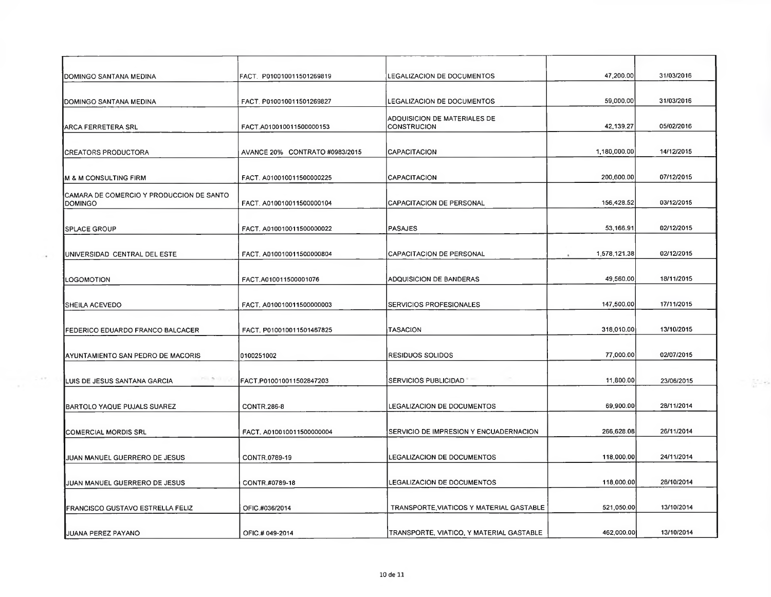| | | | | |
|---|---|---|---|---|
| DOMINGO SANTANA MEDINA | FACT. P010010011501269819 | LEGALIZACION DE DOCUMENTOS | 47,200.00 | 31/03/2016 |
| DOMINGO SANTANA MEDINA | FACT. P010010011501269827 | LEGALIZACION DE DOCUMENTOS | 59,000.00 | 31/03/2016 |
| ARCA FERRETERA SRL | FACT.A010010011500000153 | ADQUISICION DE MATERIALES DE CONSTRUCION | 42,139.27 | 05/02/2016 |
| CREATORS PRODUCTORA | AVANCE 20% CONTRATO #0983/2015 | CAPACITACION | 1,180,000.00 | 14/12/2015 |
| M & M CONSULTING FIRM | FACT. A010010011500000225 | CAPACITACION | 200,600.00 | 07/12/2015 |
| CAMARA DE COMERCIO Y PRODUCCION DE SANTO DOMINGO | FACT. A010010011500000104 | CAPACITACION DE PERSONAL | 156,428.52 | 03/12/2015 |
| SPLACE GROUP | FACT. A010010011500000022 | PASAJES | 53,166.91 | 02/12/2015 |
| UNIVERSIDAD CENTRAL DEL ESTE | FACT. A010010011500000804 | CAPACITACION DE PERSONAL | 1,578,121.38 | 02/12/2015 |
| LOGOMOTION | FACT.A010011500001076 | ADQUISICION DE BANDERAS | 49,560.00 | 18/11/2015 |
| SHEILA ACEVEDO | FACT. A010010011500000003 | SERVICIOS PROFESIONALES | 147,500.00 | 17/11/2015 |
| FEDERICO EDUARDO FRANCO BALCACER | FACT. P010010011501467825 | TASACION | 318,010.00 | 13/10/2015 |
| AYUNTAMIENTO SAN PEDRO DE MACORIS | 0100251002 | RESIDUOS SOLIDOS | 77,000.00 | 02/07/2015 |
| LUIS DE JESUS SANTANA GARCIA | FACT.P010010011502847203 | SERVICIOS PUBLICIDAD | 11,800.00 | 23/06/2015 |
| BARTOLO YAQUE PUJALS SUAREZ | CONTR.286-8 | LEGALIZACION DE DOCUMENTOS | 69,900.00 | 28/11/2014 |
| COMERCIAL MORDIS SRL | FACT. A010010011500000004 | SERVICIO DE IMPRESION Y ENCUADERNACION | 266,628.08 | 26/11/2014 |
| JUAN MANUEL GUERRERO DE JESUS | CONTR.0789-19 | LEGALIZACION DE DOCUMENTOS | 118,000.00 | 24/11/2014 |
| JUAN MANUEL GUERRERO DE JESUS | CONTR.#0789-18 | LEGALIZACION DE DOCUMENTOS | 118,000.00 | 28/10/2014 |
| FRANCISCO GUSTAVO ESTRELLA FELIZ | OFIC.#036/2014 | TRANSPORTE,VIATICOS Y MATERIAL GASTABLE | 521,050.00 | 13/10/2014 |
| JUANA PEREZ PAYANO | OFIC.# 049-2014 | TRANSPORTE, VIATICO, Y MATERIAL GASTABLE | 462,000.00 | 13/10/2014 |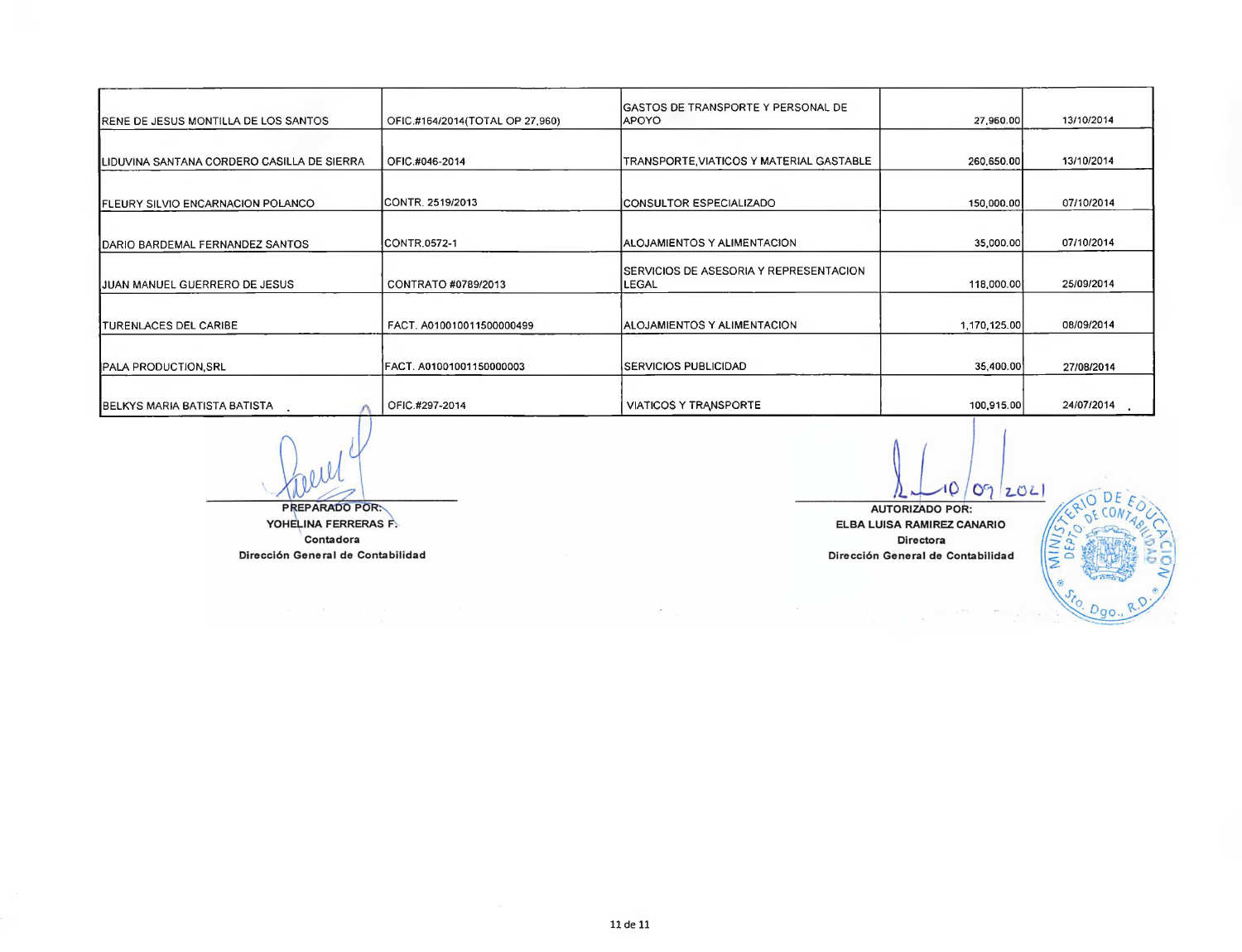| | | | | |
|---|---|---|---|---|
| RENE DE JESUS MONTILLA DE LOS SANTOS | OFIC.#164/2014(TOTAL OP 27,960) | GASTOS DE TRANSPORTE Y PERSONAL DE APOYO | 27,960.00 | 13/10/2014 |
| LIDUVINA SANTANA CORDERO CASILLA DE SIERRA | OFIC.#046-2014 | TRANSPORTE,VIATICOS Y MATERIAL GASTABLE | 260,650.00 | 13/10/2014 |
| FLEURY SILVIO ENCARNACION POLANCO | CONTR. 2519/2013 | CONSULTOR ESPECIALIZADO | 150,000.00 | 07/10/2014 |
| DARIO BARDEMAL FERNANDEZ SANTOS | CONTR.0572-1 | ALOJAMIENTOS Y ALIMENTACION | 35,000.00 | 07/10/2014 |
| JUAN MANUEL GUERRERO DE JESUS | CONTRATO #0789/2013 | SERVICIOS DE ASESORIA Y REPRESENTACION LEGAL | 118,000.00 | 25/09/2014 |
| TURENLACES DEL CARIBE | FACT. A010010011500000499 | ALOJAMIENTOS Y ALIMENTACION | 1,170,125.00 | 08/09/2014 |
| PALA PRODUCTION,SRL | FACT. A01001001150000003 | SERVICIOS PUBLICIDAD | 35,400.00 | 27/08/2014 |
| BELKYS MARIA BATISTA BATISTA | OFIC.#297-2014 | VIATICOS Y TRANSPORTE | 100,915.00 | 24/07/2014 |

**PREPARADO POR:**
**YOHELINA FERRERAS F.**
**Contadora**
**Dirección General de Contabilidad**

10/09/2021

**AUTORIZADO POR:**
**ELBA LUISA RAMIREZ CANARIO**
**Directora**
**Dirección General de Contabilidad**

MINISTERIO DE EDUCACION
DEPTO. DE CONTABILIDAD
Sto. Dgo., R.D.